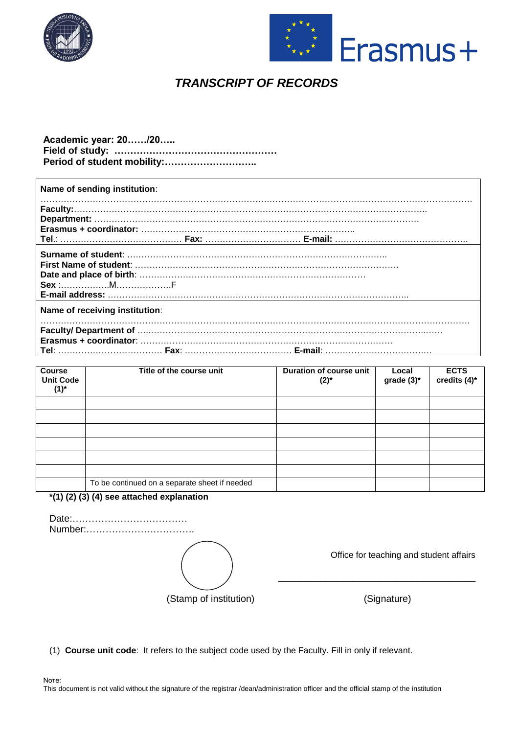# *TRANSCRIPT OF RECORDS*

**Academic year: 20……/20…..**
**Field of study: ……………………………………………**
**Period of student mobility:………………………..**

**Name of sending institution**:
………………………………………………………………………………………………………………………………………….
**Faculty:**……………………………………………………………………………………………………………..
**Department:** ……………………………………………………………………………………………………
**Erasmus + coordinator:** ………………………………………………………………….
**Tel.**: …………………………………… **Fax:** …………………………… **E-mail:** ………………………………………

**Surname of student**: ..…………………………………………………………………………..
**First Name of student**: ……………………………………………………………………………….
**Date and place of birth**: …………………………………………………………………….
**Sex** :……………..M……………….F
**E-mail address:** …………………………………………………………………………………………..

**Name of receiving institution**:
………………………………………………………………………………………………………………………………………
**Faculty/ Department of** …..………………………………………………………………………………..….
**Erasmus + coordinator**: ……………………………………………………………………………
**Tel**: ……………………………… **Fax**: ……………………………… **E-mail**: ……………………………..…

| Course Unit Code (1)* | Title of the course unit | Duration of course unit (2)* | Local grade (3)* | ECTS credits (4)* |
|---|---|---|---|---|
| | | | | |
| | | | | |
| | | | | |
| | | | | |
| | | | | |
| | | | | |
| | To be continued on a separate sheet if needed | | | |

***(1) (2) (3) (4) see attached explanation**

Date:………………………………
Number:…………………………….

(Stamp of institution)

Office for teaching and student affairs

_______________________________________

(Signature)

(1) **Course unit code**: It refers to the subject code used by the Faculty. Fill in only if relevant.

Note:
This document is not valid without the signature of the registrar /dean/administration officer and the official stamp of the institution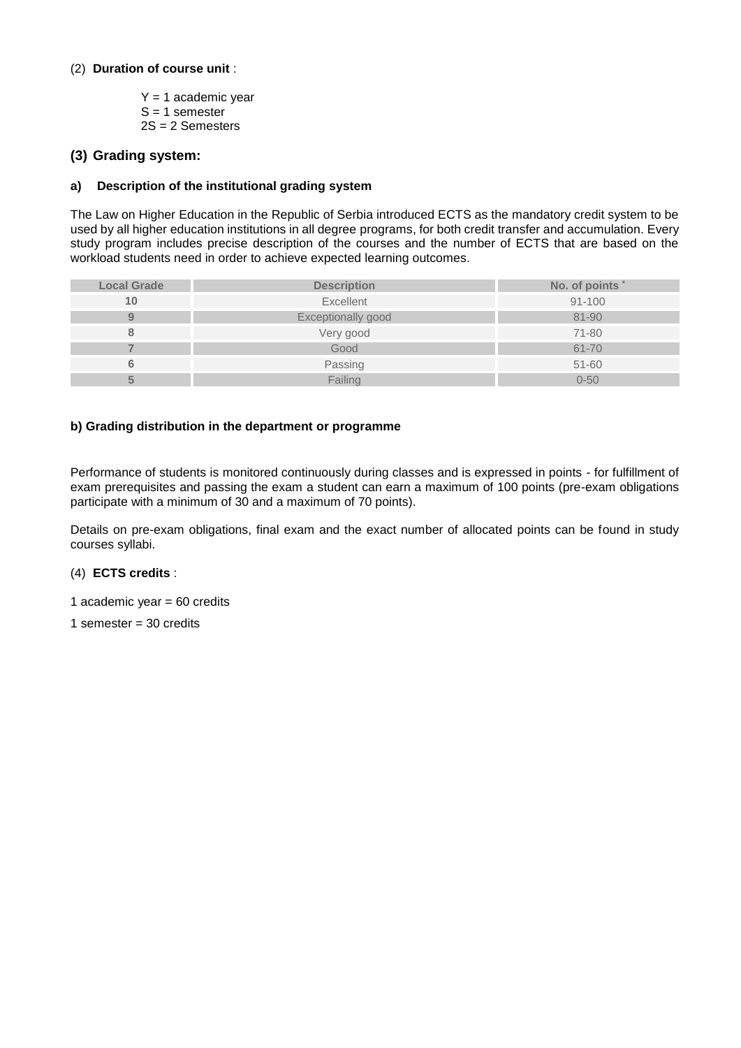(2) **Duration of course unit** :

Y = 1 academic year
S = 1 semester
2S = 2 Semesters

## (3) Grading system:

### a) Description of the institutional grading system

The Law on Higher Education in the Republic of Serbia introduced ECTS as the mandatory credit system to be used by all higher education institutions in all degree programs, for both credit transfer and accumulation. Every study program includes precise description of the courses and the number of ECTS that are based on the workload students need in order to achieve expected learning outcomes.

| Local Grade | Description | No. of points * |
|---|---|---|
| 10 | Excellent | 91-100 |
| 9 | Exceptionally good | 81-90 |
| 8 | Very good | 71-80 |
| 7 | Good | 61-70 |
| 6 | Passing | 51-60 |
| 5 | Failing | 0-50 |

### b) Grading distribution in the department or programme

Performance of students is monitored continuously during classes and is expressed in points - for fulfillment of exam prerequisites and passing the exam a student can earn a maximum of 100 points (pre-exam obligations participate with a minimum of 30 and a maximum of 70 points).

Details on pre-exam obligations, final exam and the exact number of allocated points can be found in study courses syllabi.

(4) **ECTS credits** :

1 academic year = 60 credits

1 semester = 30 credits